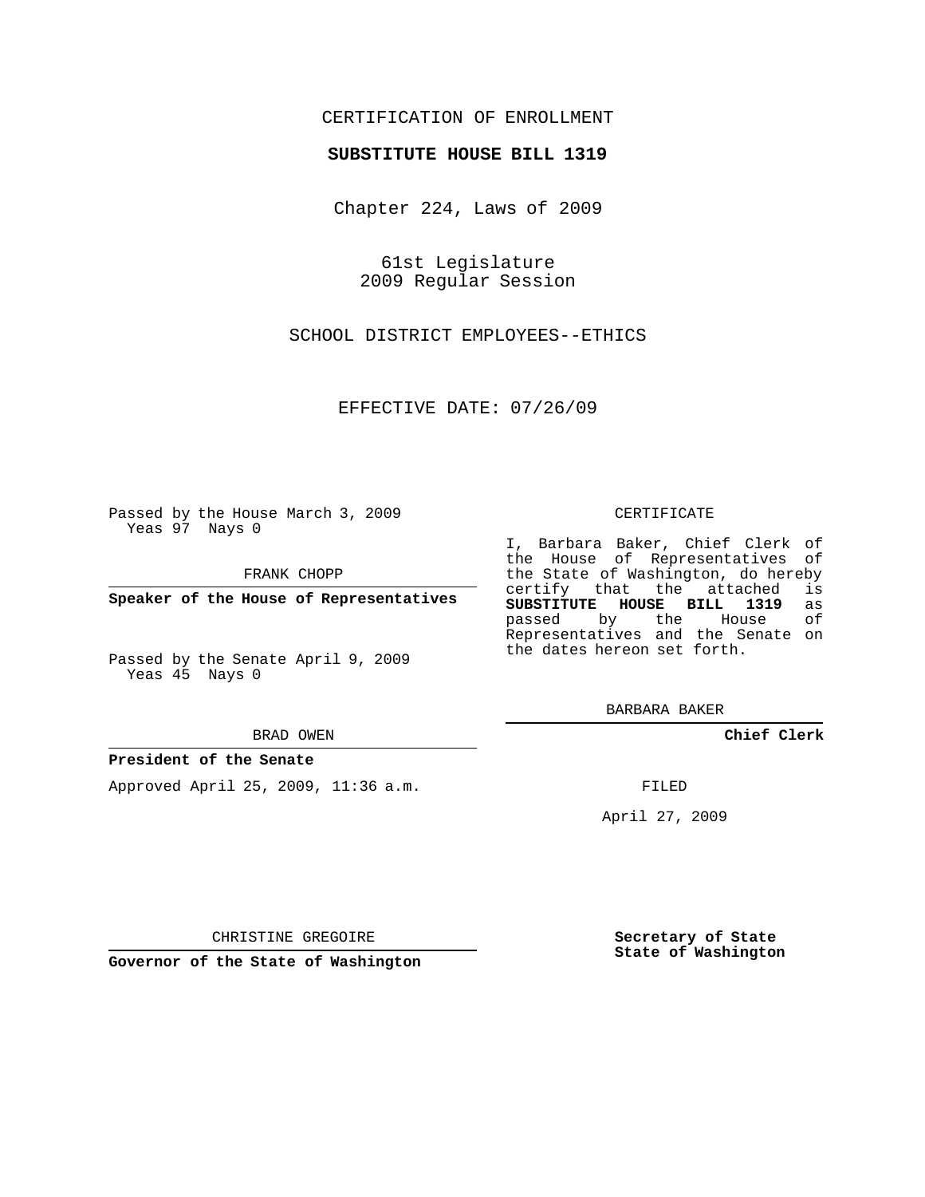CERTIFICATION OF ENROLLMENT

**SUBSTITUTE HOUSE BILL 1319**

Chapter 224, Laws of 2009

61st Legislature
2009 Regular Session

SCHOOL DISTRICT EMPLOYEES--ETHICS

EFFECTIVE DATE: 07/26/09

Passed by the House March 3, 2009
Yeas 97 Nays 0

FRANK CHOPP

**Speaker of the House of Representatives**

Passed by the Senate April 9, 2009
Yeas 45 Nays 0

BRAD OWEN

**President of the Senate**

Approved April 25, 2009, 11:36 a.m.

CHRISTINE GREGOIRE

**Governor of the State of Washington**

CERTIFICATE

I, Barbara Baker, Chief Clerk of the House of Representatives of the State of Washington, do hereby certify that the attached is **SUBSTITUTE HOUSE BILL 1319** as passed by the House of Representatives and the Senate on the dates hereon set forth.

BARBARA BAKER

**Chief Clerk**

FILED

April 27, 2009

**Secretary of State**
**State of Washington**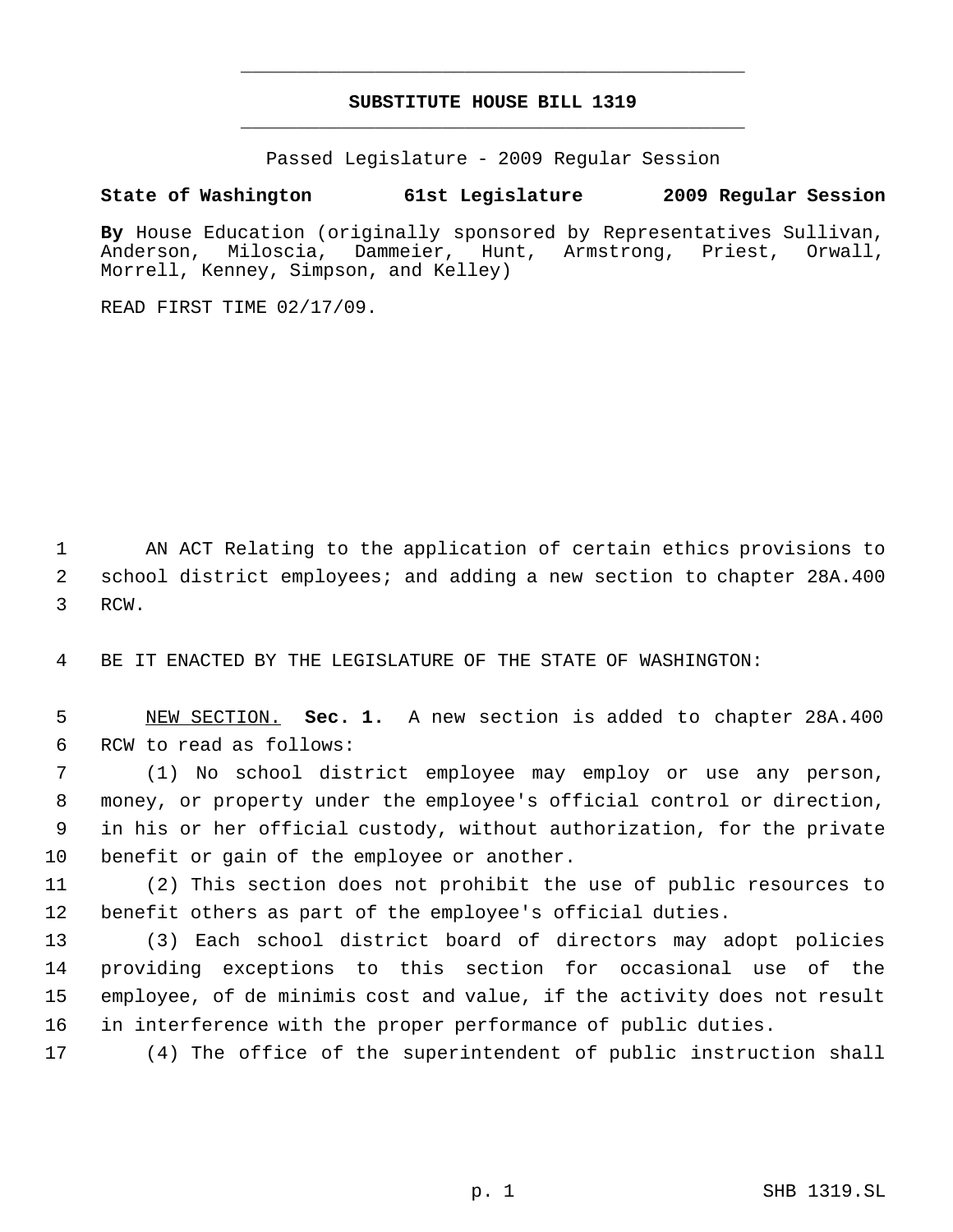**SUBSTITUTE HOUSE BILL 1319**

Passed Legislature - 2009 Regular Session

**State of Washington 61st Legislature 2009 Regular Session**

**By** House Education (originally sponsored by Representatives Sullivan, Anderson, Miloscia, Dammeier, Hunt, Armstrong, Priest, Orwall, Morrell, Kenney, Simpson, and Kelley)

READ FIRST TIME 02/17/09.

AN ACT Relating to the application of certain ethics provisions to school district employees; and adding a new section to chapter 28A.400 RCW.

BE IT ENACTED BY THE LEGISLATURE OF THE STATE OF WASHINGTON:

NEW SECTION. **Sec. 1.** A new section is added to chapter 28A.400 RCW to read as follows:

(1) No school district employee may employ or use any person, money, or property under the employee's official control or direction, in his or her official custody, without authorization, for the private benefit or gain of the employee or another.

(2) This section does not prohibit the use of public resources to benefit others as part of the employee's official duties.

(3) Each school district board of directors may adopt policies providing exceptions to this section for occasional use of the employee, of de minimis cost and value, if the activity does not result in interference with the proper performance of public duties.

(4) The office of the superintendent of public instruction shall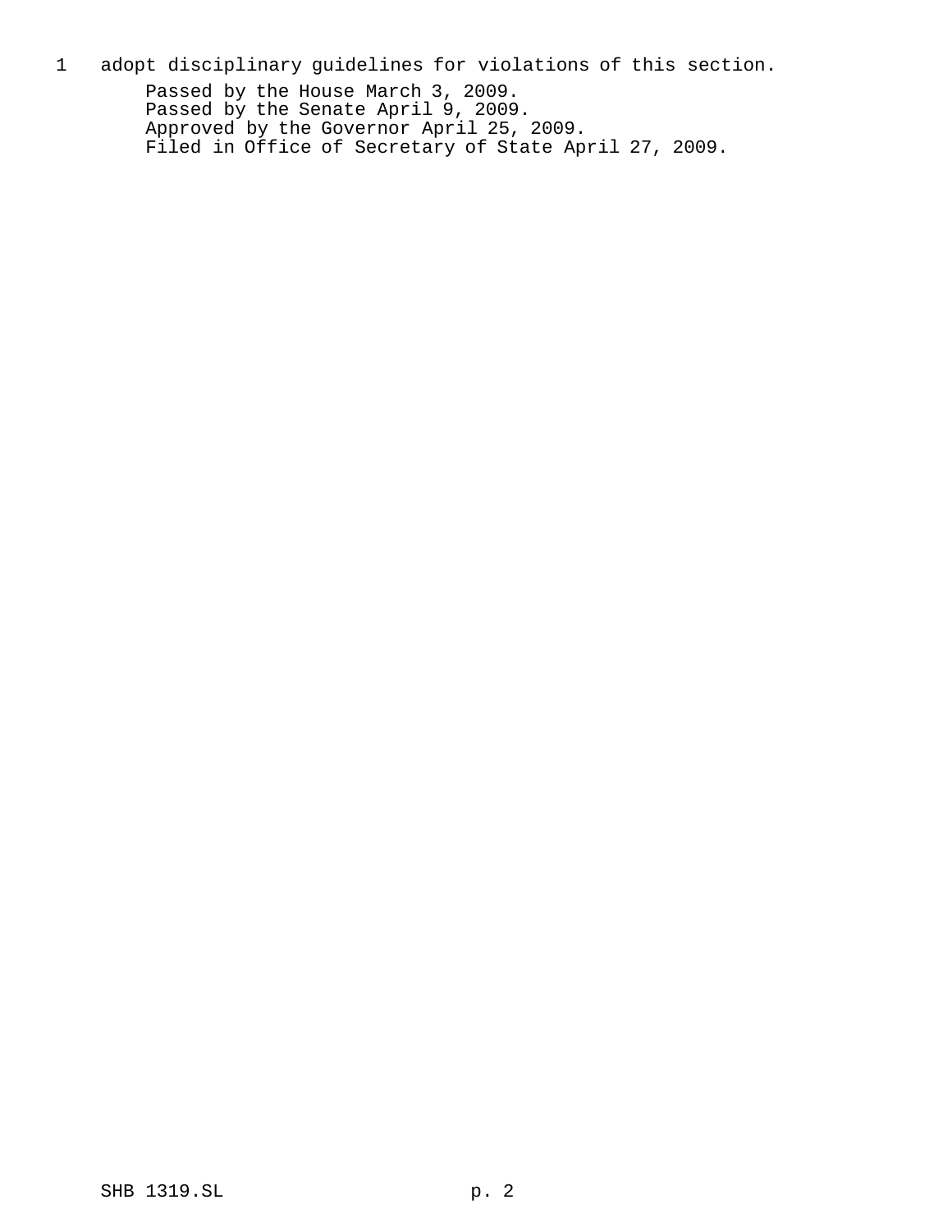adopt disciplinary guidelines for violations of this section.

Passed by the House March 3, 2009.
Passed by the Senate April 9, 2009.
Approved by the Governor April 25, 2009.
Filed in Office of Secretary of State April 27, 2009.